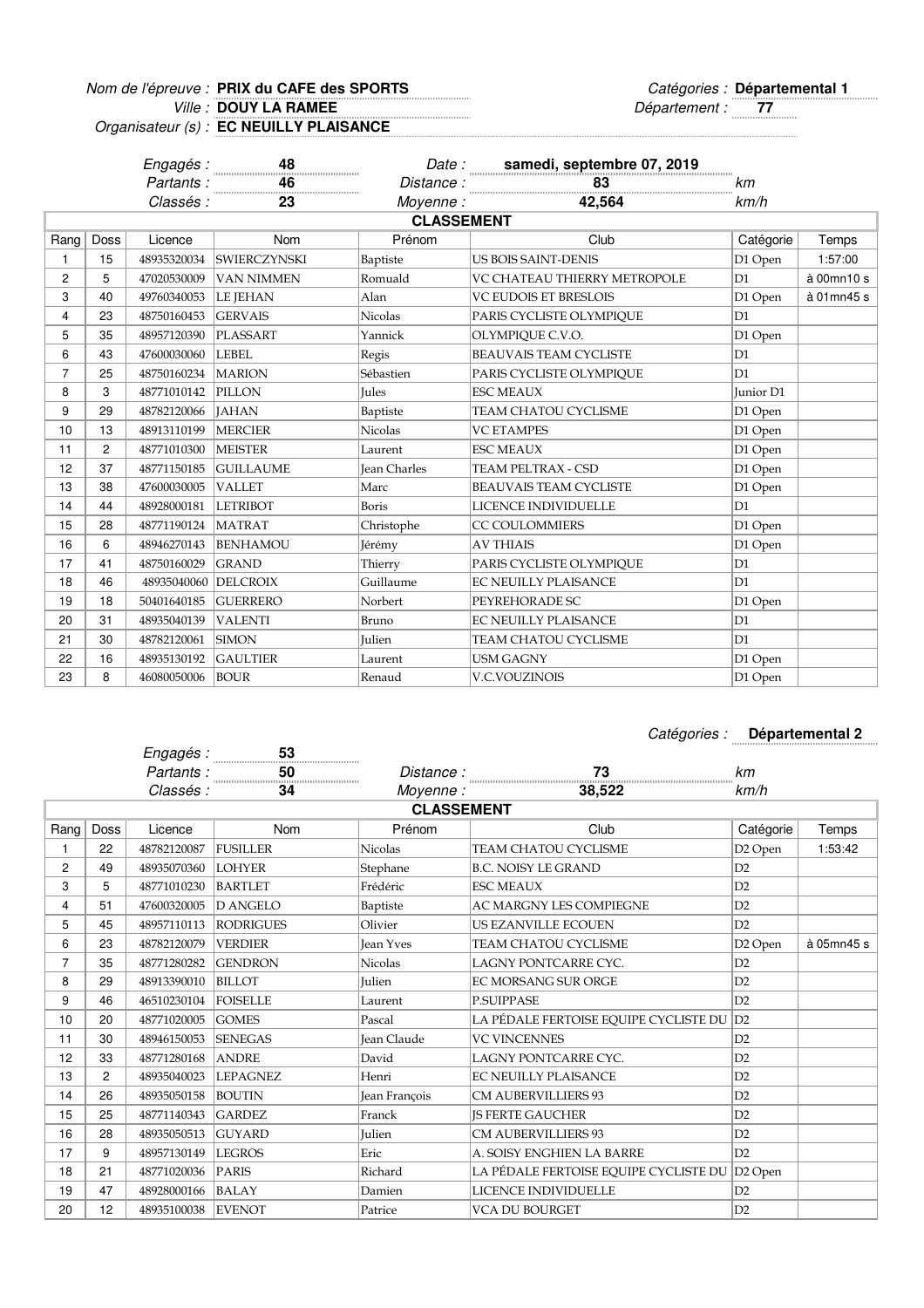*Nom de l'épreuve :* **PRIX du CAFE des SPORTS**
*Ville :* **DOUY LA RAMEE**
*Organisateur (s) :* **EC NEUILLY PLAISANCE**

*Catégories :* **Départemental 1**
*Département :* **77**

*Engagés :* **48**
*Partants :* **46**
*Classés :* **23**

*Date :* **samedi, septembre 07, 2019**
*Distance :* **83** *km*
*Moyenne :* **42,564** *km/h*

## CLASSEMENT

| Rang | Doss | Licence | Nom | Prénom | Club | Catégorie | Temps |
|---|---|---|---|---|---|---|---|
| 1 | 15 | 48935320034 | SWIERCZYNSKI | Baptiste | US BOIS SAINT-DENIS | D1 Open | 1:57:00 |
| 2 | 5 | 47020530009 | VAN NIMMEN | Romuald | VC CHATEAU THIERRY METROPOLE | D1 | à 00mn10 s |
| 3 | 40 | 49760340053 | LE JEHAN | Alan | VC EUDOIS ET BRESLOIS | D1 Open | à 01mn45 s |
| 4 | 23 | 48750160453 | GERVAIS | Nicolas | PARIS CYCLISTE OLYMPIQUE | D1 | |
| 5 | 35 | 48957120390 | PLASSART | Yannick | OLYMPIQUE C.V.O. | D1 Open | |
| 6 | 43 | 47600030060 | LEBEL | Regis | BEAUVAIS TEAM CYCLISTE | D1 | |
| 7 | 25 | 48750160234 | MARION | Sébastien | PARIS CYCLISTE OLYMPIQUE | D1 | |
| 8 | 3 | 48771010142 | PILLON | Jules | ESC MEAUX | Junior D1 | |
| 9 | 29 | 48782120066 | JAHAN | Baptiste | TEAM CHATOU CYCLISME | D1 Open | |
| 10 | 13 | 48913110199 | MERCIER | Nicolas | VC ETAMPES | D1 Open | |
| 11 | 2 | 48771010300 | MEISTER | Laurent | ESC MEAUX | D1 Open | |
| 12 | 37 | 48771150185 | GUILLAUME | Jean Charles | TEAM PELTRAX - CSD | D1 Open | |
| 13 | 38 | 47600030005 | VALLET | Marc | BEAUVAIS TEAM CYCLISTE | D1 Open | |
| 14 | 44 | 48928000181 | LETRIBOT | Boris | LICENCE INDIVIDUELLE | D1 | |
| 15 | 28 | 48771190124 | MATRAT | Christophe | CC COULOMMIERS | D1 Open | |
| 16 | 6 | 48946270143 | BENHAMOU | Jérémy | AV THIAIS | D1 Open | |
| 17 | 41 | 48750160029 | GRAND | Thierry | PARIS CYCLISTE OLYMPIQUE | D1 | |
| 18 | 46 | 48935040060 | DELCROIX | Guillaume | EC NEUILLY PLAISANCE | D1 | |
| 19 | 18 | 50401640185 | GUERRERO | Norbert | PEYREHORADE SC | D1 Open | |
| 20 | 31 | 48935040139 | VALENTI | Bruno | EC NEUILLY PLAISANCE | D1 | |
| 21 | 30 | 48782120061 | SIMON | Julien | TEAM CHATOU CYCLISME | D1 | |
| 22 | 16 | 48935130192 | GAULTIER | Laurent | USM GAGNY | D1 Open | |
| 23 | 8 | 46080050006 | BOUR | Renaud | V.C.VOUZINOIS | D1 Open | |

*Catégories :* **Départemental 2**

*Engagés :* **53**
*Partants :* **50**
*Classés :* **34**

*Distance :* **73** *km*
*Moyenne :* **38,522** *km/h*

## CLASSEMENT

| Rang | Doss | Licence | Nom | Prénom | Club | Catégorie | Temps |
|---|---|---|---|---|---|---|---|
| 1 | 22 | 48782120087 | FUSILLER | Nicolas | TEAM CHATOU CYCLISME | D2 Open | 1:53:42 |
| 2 | 49 | 48935070360 | LOHYER | Stephane | B.C. NOISY LE GRAND | D2 | |
| 3 | 5 | 48771010230 | BARTLET | Frédéric | ESC MEAUX | D2 | |
| 4 | 51 | 47600320005 | D ANGELO | Baptiste | AC MARGNY LES COMPIEGNE | D2 | |
| 5 | 45 | 48957110113 | RODRIGUES | Olivier | US EZANVILLE ECOUEN | D2 | |
| 6 | 23 | 48782120079 | VERDIER | Jean Yves | TEAM CHATOU CYCLISME | D2 Open | à 05mn45 s |
| 7 | 35 | 48771280282 | GENDRON | Nicolas | LAGNY PONTCARRE CYC. | D2 | |
| 8 | 29 | 48913390010 | BILLOT | Julien | EC MORSANG SUR ORGE | D2 | |
| 9 | 46 | 46510230104 | FOISELLE | Laurent | P.SUIPPASE | D2 | |
| 10 | 20 | 48771020005 | GOMES | Pascal | LA PÉDALE FERTOISE EQUIPE CYCLISTE DU | D2 | |
| 11 | 30 | 48946150053 | SENEGAS | Jean Claude | VC VINCENNES | D2 | |
| 12 | 33 | 48771280168 | ANDRE | David | LAGNY PONTCARRE CYC. | D2 | |
| 13 | 2 | 48935040023 | LEPAGNEZ | Henri | EC NEUILLY PLAISANCE | D2 | |
| 14 | 26 | 48935050158 | BOUTIN | Jean François | CM AUBERVILLIERS 93 | D2 | |
| 15 | 25 | 48771140343 | GARDEZ | Franck | JS FERTE GAUCHER | D2 | |
| 16 | 28 | 48935050513 | GUYARD | Julien | CM AUBERVILLIERS 93 | D2 | |
| 17 | 9 | 48957130149 | LEGROS | Eric | A. SOISY ENGHIEN LA BARRE | D2 | |
| 18 | 21 | 48771020036 | PARIS | Richard | LA PÉDALE FERTOISE EQUIPE CYCLISTE DU | D2 Open | |
| 19 | 47 | 48928000166 | BALAY | Damien | LICENCE INDIVIDUELLE | D2 | |
| 20 | 12 | 48935100038 | EVENOT | Patrice | VCA DU BOURGET | D2 | |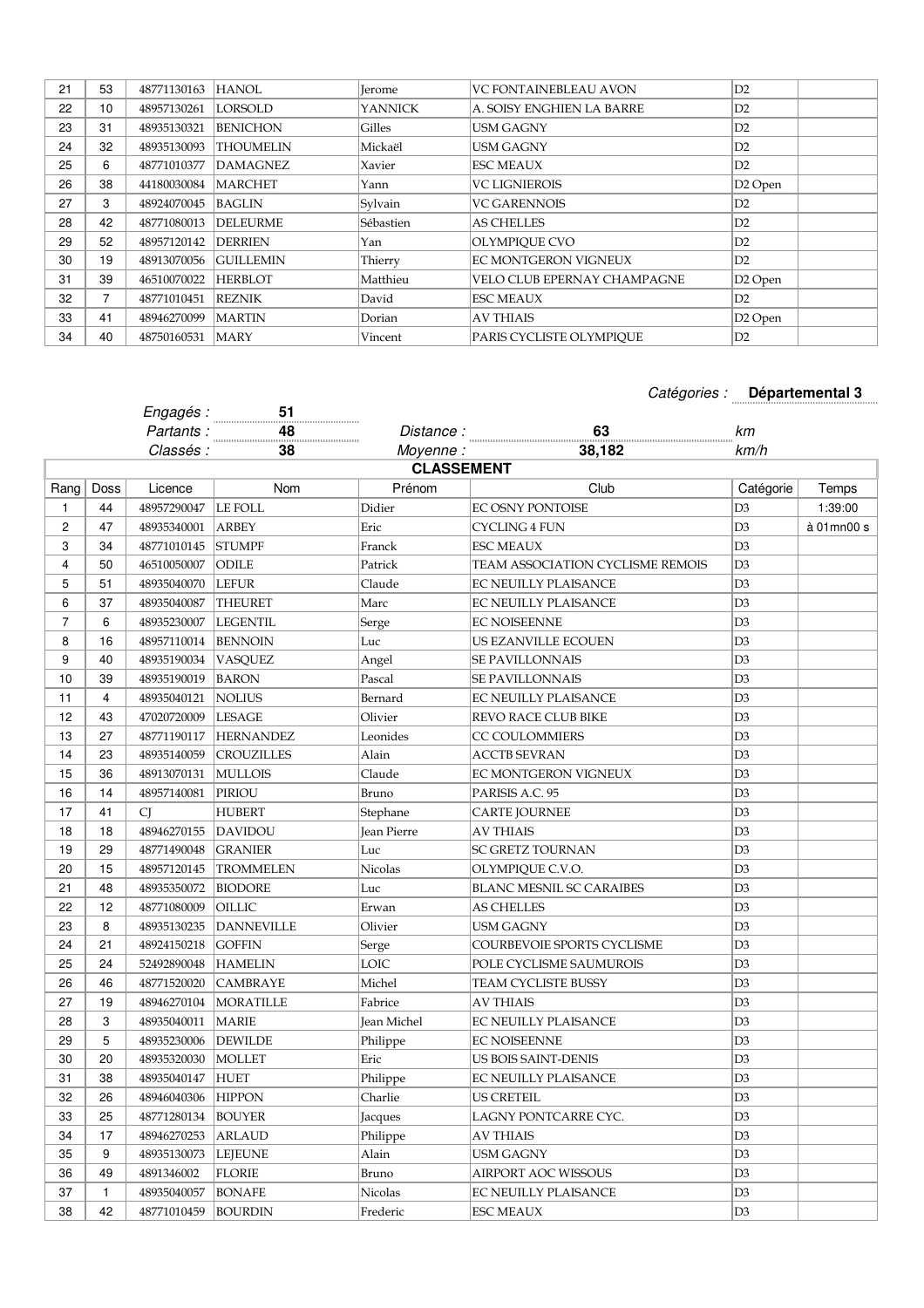| 21 | 53 | 48771130163 | HANOL | Jerome | VC FONTAINEBLEAU AVON | D2 | |
|---|---|---|---|---|---|---|---|
| 22 | 10 | 48957130261 | LORSOLD | YANNICK | A. SOISY ENGHIEN LA BARRE | D2 | |
| 23 | 31 | 48935130321 | BENICHON | Gilles | USM GAGNY | D2 | |
| 24 | 32 | 48935130093 | THOUMELIN | Mickaël | USM GAGNY | D2 | |
| 25 | 6 | 48771010377 | DAMAGNEZ | Xavier | ESC MEAUX | D2 | |
| 26 | 38 | 44180030084 | MARCHET | Yann | VC LIGNIEROIS | D2 Open | |
| 27 | 3 | 48924070045 | BAGLIN | Sylvain | VC GARENNOIS | D2 | |
| 28 | 42 | 48771080013 | DELEURME | Sébastien | AS CHELLES | D2 | |
| 29 | 52 | 48957120142 | DERRIEN | Yan | OLYMPIQUE CVO | D2 | |
| 30 | 19 | 48913070056 | GUILLEMIN | Thierry | EC MONTGERON VIGNEUX | D2 | |
| 31 | 39 | 46510070022 | HERBLOT | Matthieu | VELO CLUB EPERNAY CHAMPAGNE | D2 Open | |
| 32 | 7 | 48771010451 | REZNIK | David | ESC MEAUX | D2 | |
| 33 | 41 | 48946270099 | MARTIN | Dorian | AV THIAIS | D2 Open | |
| 34 | 40 | 48750160531 | MARY | Vincent | PARIS CYCLISTE OLYMPIQUE | D2 | |

*Catégories :* **Départemental 3**

*Engagés :* **51**
*Partants :* **48** *Distance :* **63** *km*
*Classés :* **38** *Moyenne :* **38,182** *km/h*

**CLASSEMENT**

| Rang | Doss | Licence | Nom | Prénom | Club | Catégorie | Temps |
|---|---|---|---|---|---|---|---|
| 1 | 44 | 48957290047 | LE FOLL | Didier | EC OSNY PONTOISE | D3 | 1:39:00 |
| 2 | 47 | 48935340001 | ARBEY | Eric | CYCLING 4 FUN | D3 | à 01mn00 s |
| 3 | 34 | 48771010145 | STUMPF | Franck | ESC MEAUX | D3 | |
| 4 | 50 | 46510050007 | ODILE | Patrick | TEAM ASSOCIATION CYCLISME REMOIS | D3 | |
| 5 | 51 | 48935040070 | LEFUR | Claude | EC NEUILLY PLAISANCE | D3 | |
| 6 | 37 | 48935040087 | THEURET | Marc | EC NEUILLY PLAISANCE | D3 | |
| 7 | 6 | 48935230007 | LEGENTIL | Serge | EC NOISEENNE | D3 | |
| 8 | 16 | 48957110014 | BENNOIN | Luc | US EZANVILLE ECOUEN | D3 | |
| 9 | 40 | 48935190034 | VASQUEZ | Angel | SE PAVILLONNAIS | D3 | |
| 10 | 39 | 48935190019 | BARON | Pascal | SE PAVILLONNAIS | D3 | |
| 11 | 4 | 48935040121 | NOLIUS | Bernard | EC NEUILLY PLAISANCE | D3 | |
| 12 | 43 | 47020720009 | LESAGE | Olivier | REVO RACE CLUB BIKE | D3 | |
| 13 | 27 | 48771190117 | HERNANDEZ | Leonides | CC COULOMMIERS | D3 | |
| 14 | 23 | 48935140059 | CROUZILLES | Alain | ACCTB SEVRAN | D3 | |
| 15 | 36 | 48913070131 | MULLOIS | Claude | EC MONTGERON VIGNEUX | D3 | |
| 16 | 14 | 48957140081 | PIRIOU | Bruno | PARISIS A.C. 95 | D3 | |
| 17 | 41 | CJ | HUBERT | Stephane | CARTE JOURNEE | D3 | |
| 18 | 18 | 48946270155 | DAVIDOU | Jean Pierre | AV THIAIS | D3 | |
| 19 | 29 | 48771490048 | GRANIER | Luc | SC GRETZ TOURNAN | D3 | |
| 20 | 15 | 48957120145 | TROMMELEN | Nicolas | OLYMPIQUE C.V.O. | D3 | |
| 21 | 48 | 48935350072 | BIODORE | Luc | BLANC MESNIL SC CARAIBES | D3 | |
| 22 | 12 | 48771080009 | OILLIC | Erwan | AS CHELLES | D3 | |
| 23 | 8 | 48935130235 | DANNEVILLE | Olivier | USM GAGNY | D3 | |
| 24 | 21 | 48924150218 | GOFFIN | Serge | COURBEVOIE SPORTS CYCLISME | D3 | |
| 25 | 24 | 52492890048 | HAMELIN | LOIC | POLE CYCLISME SAUMUROIS | D3 | |
| 26 | 46 | 48771520020 | CAMBRAYE | Michel | TEAM CYCLISTE BUSSY | D3 | |
| 27 | 19 | 48946270104 | MORATILLE | Fabrice | AV THIAIS | D3 | |
| 28 | 3 | 48935040011 | MARIE | Jean Michel | EC NEUILLY PLAISANCE | D3 | |
| 29 | 5 | 48935230006 | DEWILDE | Philippe | EC NOISEENNE | D3 | |
| 30 | 20 | 48935320030 | MOLLET | Eric | US BOIS SAINT-DENIS | D3 | |
| 31 | 38 | 48935040147 | HUET | Philippe | EC NEUILLY PLAISANCE | D3 | |
| 32 | 26 | 48946040306 | HIPPON | Charlie | US CRETEIL | D3 | |
| 33 | 25 | 48771280134 | BOUYER | Jacques | LAGNY PONTCARRE CYC. | D3 | |
| 34 | 17 | 48946270253 | ARLAUD | Philippe | AV THIAIS | D3 | |
| 35 | 9 | 48935130073 | LEJEUNE | Alain | USM GAGNY | D3 | |
| 36 | 49 | 4891346002 | FLORIE | Bruno | AIRPORT AOC WISSOUS | D3 | |
| 37 | 1 | 48935040057 | BONAFE | Nicolas | EC NEUILLY PLAISANCE | D3 | |
| 38 | 42 | 48771010459 | BOURDIN | Frederic | ESC MEAUX | D3 | |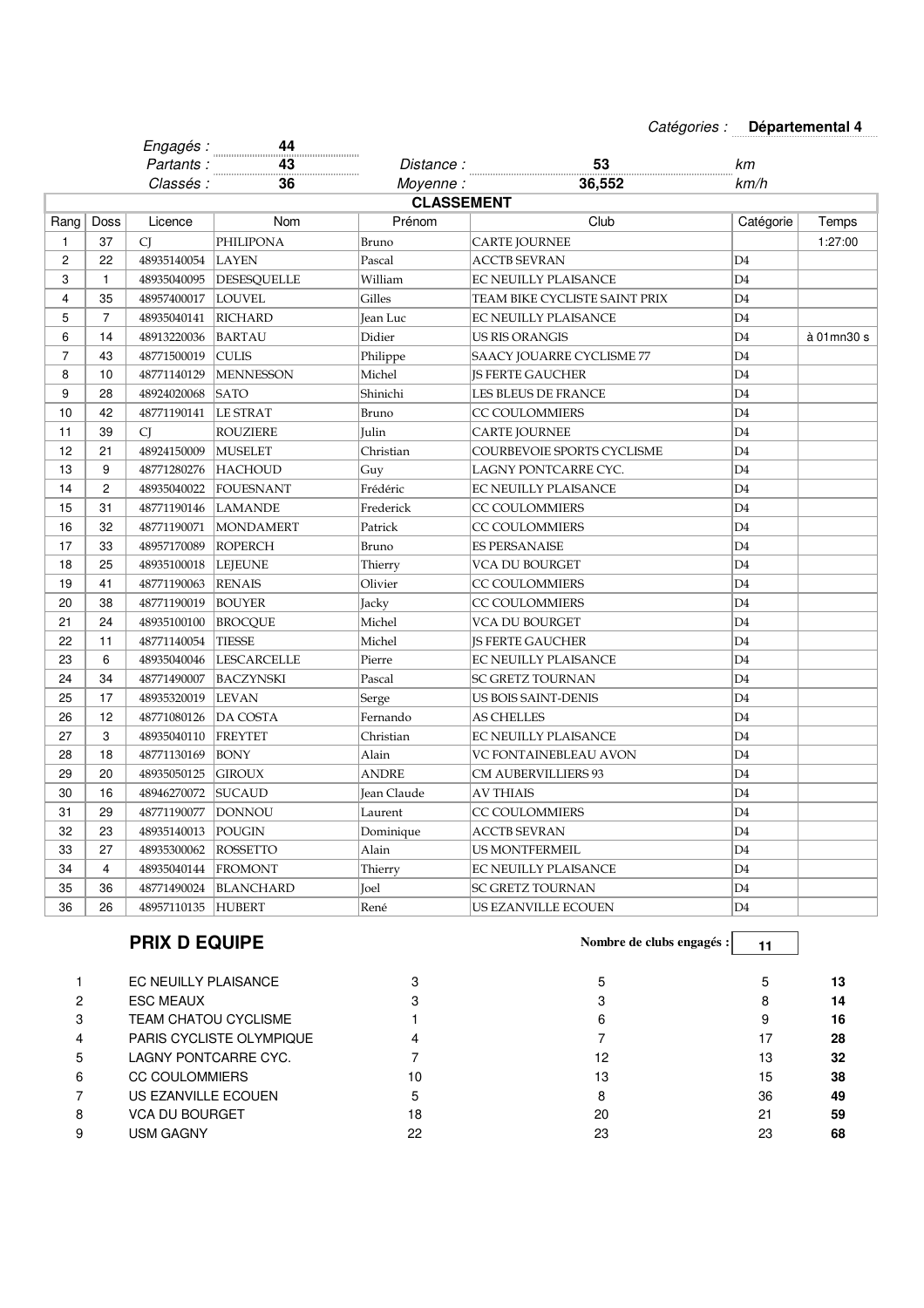*Catégories :* **Départemental 4**

| | | | | |
|---|---|---|---|---|
| *Engagés :* | **44** | | | |
| *Partants :* | **43** | *Distance :* | **53** | *km* |
| *Classés :* | **36** | *Moyenne :* | **36,552** | *km/h* |

**CLASSEMENT**

| Rang | Doss | Licence | Nom | Prénom | Club | Catégorie | Temps |
|---|---|---|---|---|---|---|---|
| 1 | 37 | CJ | PHILIPONA | Bruno | CARTE JOURNEE | | 1:27:00 |
| 2 | 22 | 48935140054 | LAYEN | Pascal | ACCTB SEVRAN | D4 | |
| 3 | 1 | 48935040095 | DESESQUELLE | William | EC NEUILLY PLAISANCE | D4 | |
| 4 | 35 | 48957400017 | LOUVEL | Gilles | TEAM BIKE CYCLISTE SAINT PRIX | D4 | |
| 5 | 7 | 48935040141 | RICHARD | Jean Luc | EC NEUILLY PLAISANCE | D4 | |
| 6 | 14 | 48913220036 | BARTAU | Didier | US RIS ORANGIS | D4 | à 01mn30 s |
| 7 | 43 | 48771500019 | CULIS | Philippe | SAACY JOUARRE CYCLISME 77 | D4 | |
| 8 | 10 | 48771140129 | MENNESSON | Michel | JS FERTE GAUCHER | D4 | |
| 9 | 28 | 48924020068 | SATO | Shinichi | LES BLEUS DE FRANCE | D4 | |
| 10 | 42 | 48771190141 | LE STRAT | Bruno | CC COULOMMIERS | D4 | |
| 11 | 39 | CJ | ROUZIERE | Julin | CARTE JOURNEE | D4 | |
| 12 | 21 | 48924150009 | MUSELET | Christian | COURBEVOIE SPORTS CYCLISME | D4 | |
| 13 | 9 | 48771280276 | HACHOUD | Guy | LAGNY PONTCARRE CYC. | D4 | |
| 14 | 2 | 48935040022 | FOUESNANT | Frédéric | EC NEUILLY PLAISANCE | D4 | |
| 15 | 31 | 48771190146 | LAMANDE | Frederick | CC COULOMMIERS | D4 | |
| 16 | 32 | 48771190071 | MONDAMERT | Patrick | CC COULOMMIERS | D4 | |
| 17 | 33 | 48957170089 | ROPERCH | Bruno | ES PERSANAISE | D4 | |
| 18 | 25 | 48935100018 | LEJEUNE | Thierry | VCA DU BOURGET | D4 | |
| 19 | 41 | 48771190063 | RENAIS | Olivier | CC COULOMMIERS | D4 | |
| 20 | 38 | 48771190019 | BOUYER | Jacky | CC COULOMMIERS | D4 | |
| 21 | 24 | 48935100100 | BROCQUE | Michel | VCA DU BOURGET | D4 | |
| 22 | 11 | 48771140054 | TIESSE | Michel | JS FERTE GAUCHER | D4 | |
| 23 | 6 | 48935040046 | LESCARCELLE | Pierre | EC NEUILLY PLAISANCE | D4 | |
| 24 | 34 | 48771490007 | BACZYNSKI | Pascal | SC GRETZ TOURNAN | D4 | |
| 25 | 17 | 48935320019 | LEVAN | Serge | US BOIS SAINT-DENIS | D4 | |
| 26 | 12 | 48771080126 | DA COSTA | Fernando | AS CHELLES | D4 | |
| 27 | 3 | 48935040110 | FREYTET | Christian | EC NEUILLY PLAISANCE | D4 | |
| 28 | 18 | 48771130169 | BONY | Alain | VC FONTAINEBLEAU AVON | D4 | |
| 29 | 20 | 48935050125 | GIROUX | ANDRE | CM AUBERVILLIERS 93 | D4 | |
| 30 | 16 | 48946270072 | SUCAUD | Jean Claude | AV THIAIS | D4 | |
| 31 | 29 | 48771190077 | DONNOU | Laurent | CC COULOMMIERS | D4 | |
| 32 | 23 | 48935140013 | POUGIN | Dominique | ACCTB SEVRAN | D4 | |
| 33 | 27 | 48935300062 | ROSSETTO | Alain | US MONTFERMEIL | D4 | |
| 34 | 4 | 48935040144 | FROMONT | Thierry | EC NEUILLY PLAISANCE | D4 | |
| 35 | 36 | 48771490024 | BLANCHARD | Joel | SC GRETZ TOURNAN | D4 | |
| 36 | 26 | 48957110135 | HUBERT | René | US EZANVILLE ECOUEN | D4 | |

## PRIX D EQUIPE

**Nombre de clubs engagés :** 11

| | | | | | |
|---|---|---|---|---|---|
| 1 | EC NEUILLY PLAISANCE | 3 | 5 | 5 | **13** |
| 2 | ESC MEAUX | 3 | 3 | 8 | **14** |
| 3 | TEAM CHATOU CYCLISME | 1 | 6 | 9 | **16** |
| 4 | PARIS CYCLISTE OLYMPIQUE | 4 | 7 | 17 | **28** |
| 5 | LAGNY PONTCARRE CYC. | 7 | 12 | 13 | **32** |
| 6 | CC COULOMMIERS | 10 | 13 | 15 | **38** |
| 7 | US EZANVILLE ECOUEN | 5 | 8 | 36 | **49** |
| 8 | VCA DU BOURGET | 18 | 20 | 21 | **59** |
| 9 | USM GAGNY | 22 | 23 | 23 | **68** |